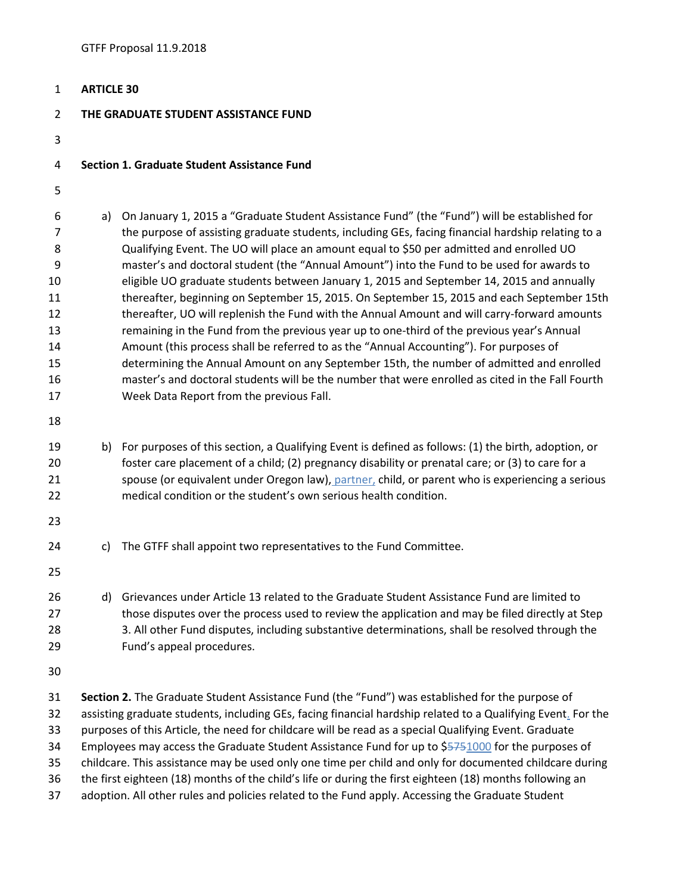GTFF Proposal 11.9.2018

# ARTICLE 30

## THE GRADUATE STUDENT ASSISTANCE FUND

### Section 1. Graduate Student Assistance Fund

a) On January 1, 2015 a "Graduate Student Assistance Fund" (the "Fund") will be established for the purpose of assisting graduate students, including GEs, facing financial hardship relating to a Qualifying Event. The UO will place an amount equal to $50 per admitted and enrolled UO master's and doctoral student (the "Annual Amount") into the Fund to be used for awards to eligible UO graduate students between January 1, 2015 and September 14, 2015 and annually thereafter, beginning on September 15, 2015. On September 15, 2015 and each September 15th thereafter, UO will replenish the Fund with the Annual Amount and will carry-forward amounts remaining in the Fund from the previous year up to one-third of the previous year's Annual Amount (this process shall be referred to as the "Annual Accounting"). For purposes of determining the Annual Amount on any September 15th, the number of admitted and enrolled master's and doctoral students will be the number that were enrolled as cited in the Fall Fourth Week Data Report from the previous Fall.

b) For purposes of this section, a Qualifying Event is defined as follows: (1) the birth, adoption, or foster care placement of a child; (2) pregnancy disability or prenatal care; or (3) to care for a spouse (or equivalent under Oregon law), partner, child, or parent who is experiencing a serious medical condition or the student's own serious health condition.

c) The GTFF shall appoint two representatives to the Fund Committee.

d) Grievances under Article 13 related to the Graduate Student Assistance Fund are limited to those disputes over the process used to review the application and may be filed directly at Step 3. All other Fund disputes, including substantive determinations, shall be resolved through the Fund's appeal procedures.

**Section 2.** The Graduate Student Assistance Fund (the "Fund") was established for the purpose of assisting graduate students, including GEs, facing financial hardship related to a Qualifying Event. For the purposes of this Article, the need for childcare will be read as a special Qualifying Event. Graduate Employees may access the Graduate Student Assistance Fund for up to $~~575~~1000 for the purposes of childcare. This assistance may be used only one time per child and only for documented childcare during the first eighteen (18) months of the child's life or during the first eighteen (18) months following an adoption. All other rules and policies related to the Fund apply. Accessing the Graduate Student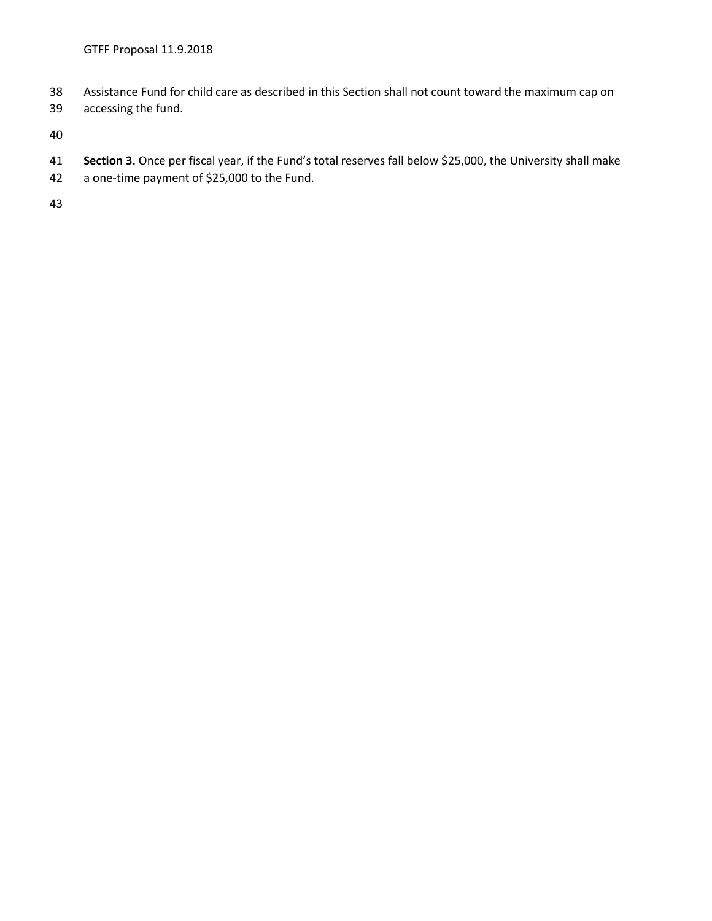Assistance Fund for child care as described in this Section shall not count toward the maximum cap on accessing the fund.

**Section 3.** Once per fiscal year, if the Fund's total reserves fall below $25,000, the University shall make a one-time payment of $25,000 to the Fund.